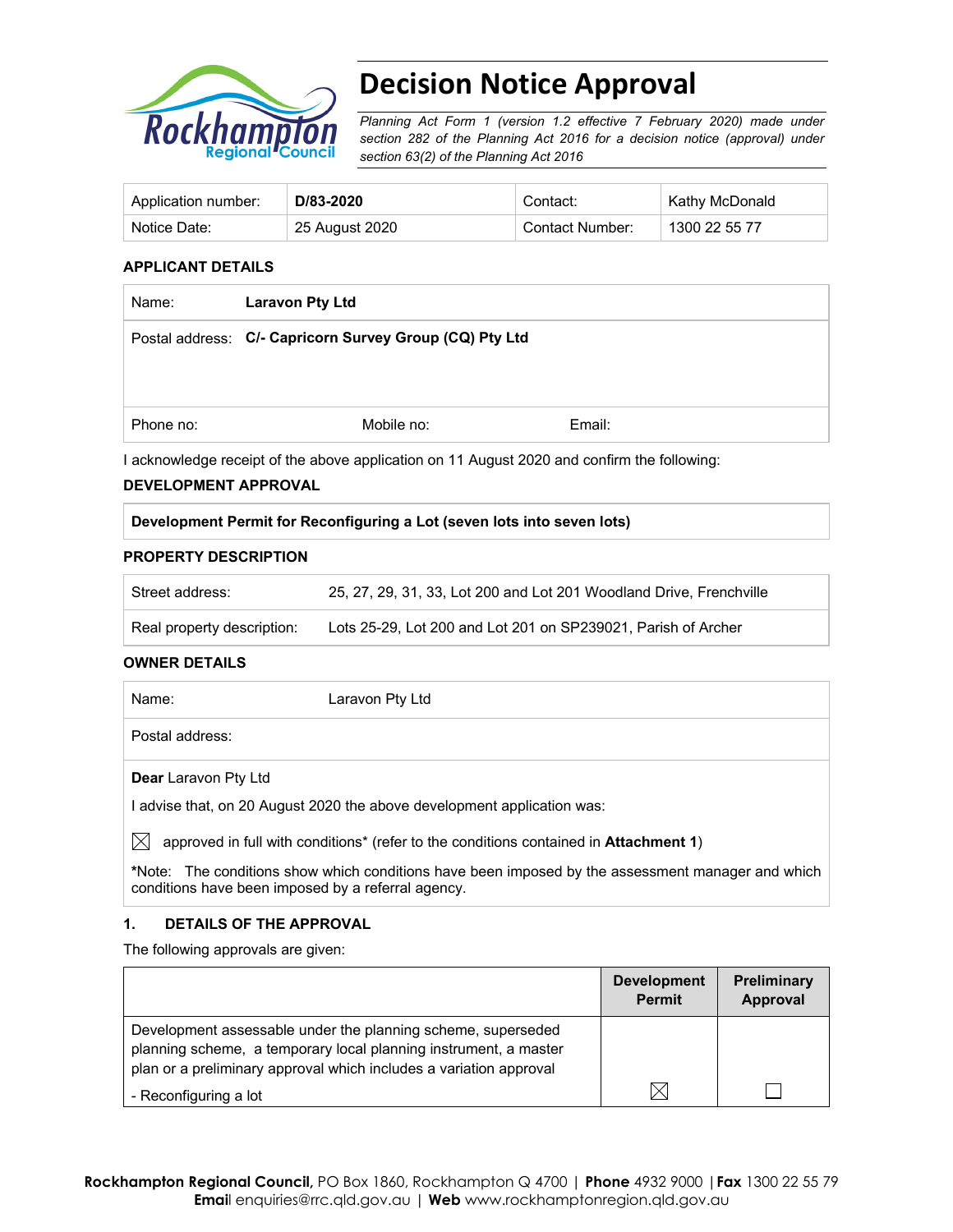# Decision Notice Approval

*Planning Act Form 1 (version 1.2 effective 7 February 2020) made under section 282 of the Planning Act 2016 for a decision notice (approval) under section 63(2) of the Planning Act 2016*

| Application number: | **D/83-2020** | Contact: | Kathy McDonald |
|---|---|---|---|
| Notice Date: | 25 August 2020 | Contact Number: | 1300 22 55 77 |

**APPLICANT DETAILS**

| | | |
|---|---|---|
| Name: **Laravon Pty Ltd** | | |
| Postal address: **C/- Capricorn Survey Group (CQ) Pty Ltd** | | |
| Phone no: | Mobile no: | Email: |

I acknowledge receipt of the above application on 11 August 2020 and confirm the following:

**DEVELOPMENT APPROVAL**

**Development Permit for Reconfiguring a Lot (seven lots into seven lots)**

**PROPERTY DESCRIPTION**

| | |
|---|---|
| Street address: | 25, 27, 29, 31, 33, Lot 200 and Lot 201 Woodland Drive, Frenchville |
| Real property description: | Lots 25-29, Lot 200 and Lot 201 on SP239021, Parish of Archer |

**OWNER DETAILS**

| | |
|---|---|
| Name: | Laravon Pty Ltd |
| Postal address: | |

**Dear** Laravon Pty Ltd

I advise that, on 20 August 2020 the above development application was:

☒ approved in full with conditions* (refer to the conditions contained in **Attachment 1**)

***Note:** The conditions show which conditions have been imposed by the assessment manager and which conditions have been imposed by a referral agency.

## 1. DETAILS OF THE APPROVAL

The following approvals are given:

| | Development Permit | Preliminary Approval |
|---|---|---|
| Development assessable under the planning scheme, superseded planning scheme, a temporary local planning instrument, a master plan or a preliminary approval which includes a variation approval<br>- Reconfiguring a lot | ☒ | ☐ |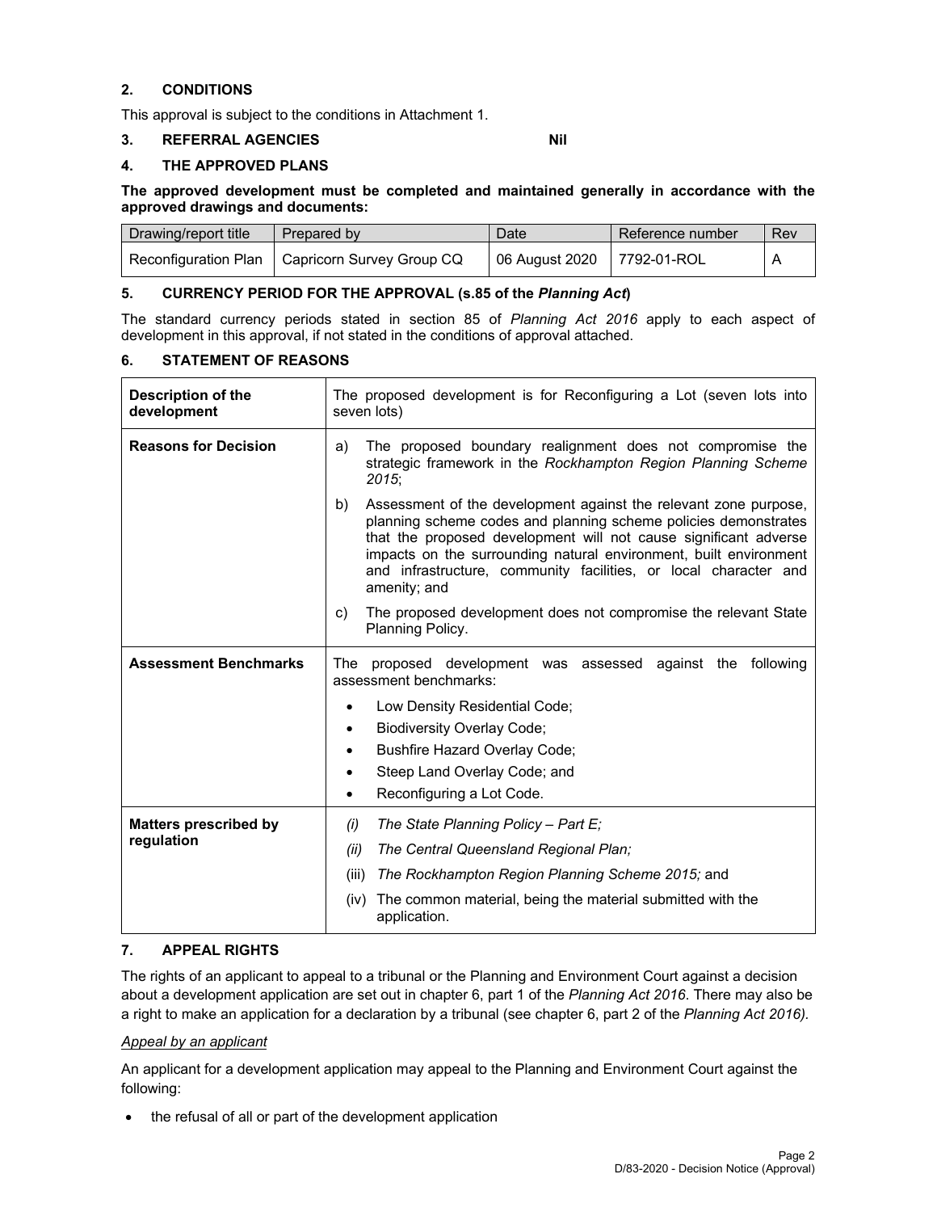## 2. CONDITIONS

This approval is subject to the conditions in Attachment 1.

## 3. REFERRAL AGENCIES **Nil**

## 4. THE APPROVED PLANS

**The approved development must be completed and maintained generally in accordance with the approved drawings and documents:**

| Drawing/report title | Prepared by | Date | Reference number | Rev |
|---|---|---|---|---|
| Reconfiguration Plan | Capricorn Survey Group CQ | 06 August 2020 | 7792-01-ROL | A |

## 5. CURRENCY PERIOD FOR THE APPROVAL (s.85 of the *Planning Act*)

The standard currency periods stated in section 85 of *Planning Act 2016* apply to each aspect of development in this approval, if not stated in the conditions of approval attached.

## 6. STATEMENT OF REASONS

| | |
|---|---|
| **Description of the development** | The proposed development is for Reconfiguring a Lot (seven lots into seven lots) |
| **Reasons for Decision** | a) The proposed boundary realignment does not compromise the strategic framework in the *Rockhampton Region Planning Scheme 2015*; <br> b) Assessment of the development against the relevant zone purpose, planning scheme codes and planning scheme policies demonstrates that the proposed development will not cause significant adverse impacts on the surrounding natural environment, built environment and infrastructure, community facilities, or local character and amenity; and <br> c) The proposed development does not compromise the relevant State Planning Policy. |
| **Assessment Benchmarks** | The proposed development was assessed against the following assessment benchmarks: <br> • Low Density Residential Code; <br> • Biodiversity Overlay Code; <br> • Bushfire Hazard Overlay Code; <br> • Steep Land Overlay Code; and <br> • Reconfiguring a Lot Code. |
| **Matters prescribed by regulation** | *(i) The State Planning Policy – Part E;* <br> *(ii) The Central Queensland Regional Plan;* <br> (iii) *The Rockhampton Region Planning Scheme 2015;* and <br> (iv) The common material, being the material submitted with the application. |

## 7. APPEAL RIGHTS

The rights of an applicant to appeal to a tribunal or the Planning and Environment Court against a decision about a development application are set out in chapter 6, part 1 of the *Planning Act 2016*. There may also be a right to make an application for a declaration by a tribunal (see chapter 6, part 2 of the *Planning Act 2016).*

*Appeal by an applicant*

An applicant for a development application may appeal to the Planning and Environment Court against the following:

- the refusal of all or part of the development application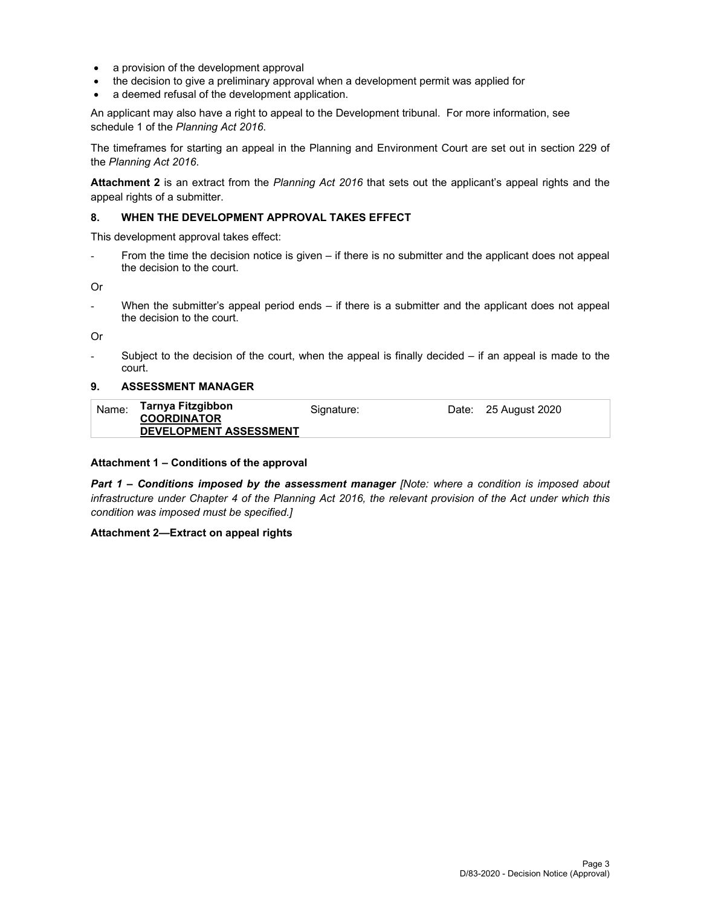- a provision of the development approval
- the decision to give a preliminary approval when a development permit was applied for
- a deemed refusal of the development application.

An applicant may also have a right to appeal to the Development tribunal. For more information, see schedule 1 of the *Planning Act 2016*.

The timeframes for starting an appeal in the Planning and Environment Court are set out in section 229 of the *Planning Act 2016*.

**Attachment 2** is an extract from the *Planning Act 2016* that sets out the applicant's appeal rights and the appeal rights of a submitter.

## 8. WHEN THE DEVELOPMENT APPROVAL TAKES EFFECT

This development approval takes effect:

- From the time the decision notice is given – if there is no submitter and the applicant does not appeal the decision to the court.

Or

- When the submitter's appeal period ends – if there is a submitter and the applicant does not appeal the decision to the court.

Or

- Subject to the decision of the court, when the appeal is finally decided – if an appeal is made to the court.

## 9. ASSESSMENT MANAGER

| Name: | **Tarnya Fitzgibbon** **COORDINATOR DEVELOPMENT ASSESSMENT** | Signature: | | Date: | 25 August 2020 |
|---|---|---|---|---|---|

**Attachment 1 – Conditions of the approval**

***Part 1 – Conditions imposed by the assessment manager*** *[Note: where a condition is imposed about infrastructure under Chapter 4 of the Planning Act 2016, the relevant provision of the Act under which this condition was imposed must be specified.]*

**Attachment 2—Extract on appeal rights**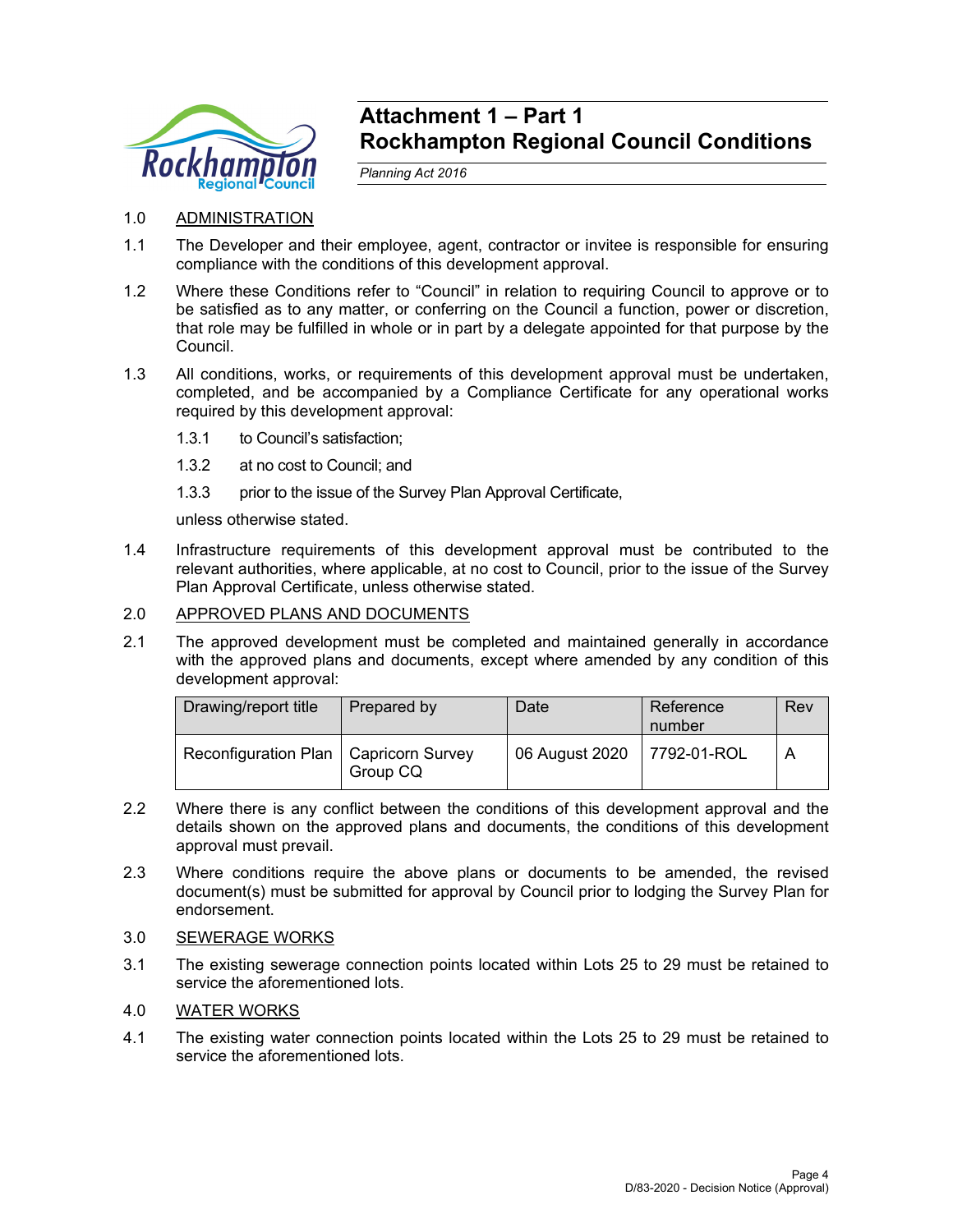# Attachment 1 – Part 1
# Rockhampton Regional Council Conditions

*Planning Act 2016*

1.0 ADMINISTRATION

1.1 The Developer and their employee, agent, contractor or invitee is responsible for ensuring compliance with the conditions of this development approval.

1.2 Where these Conditions refer to "Council" in relation to requiring Council to approve or to be satisfied as to any matter, or conferring on the Council a function, power or discretion, that role may be fulfilled in whole or in part by a delegate appointed for that purpose by the Council.

1.3 All conditions, works, or requirements of this development approval must be undertaken, completed, and be accompanied by a Compliance Certificate for any operational works required by this development approval:

1.3.1 to Council's satisfaction;

1.3.2 at no cost to Council; and

1.3.3 prior to the issue of the Survey Plan Approval Certificate,

unless otherwise stated.

1.4 Infrastructure requirements of this development approval must be contributed to the relevant authorities, where applicable, at no cost to Council, prior to the issue of the Survey Plan Approval Certificate, unless otherwise stated.

2.0 APPROVED PLANS AND DOCUMENTS

2.1 The approved development must be completed and maintained generally in accordance with the approved plans and documents, except where amended by any condition of this development approval:

| Drawing/report title | Prepared by | Date | Reference number | Rev |
|---|---|---|---|---|
| Reconfiguration Plan | Capricorn Survey Group CQ | 06 August 2020 | 7792-01-ROL | A |

2.2 Where there is any conflict between the conditions of this development approval and the details shown on the approved plans and documents, the conditions of this development approval must prevail.

2.3 Where conditions require the above plans or documents to be amended, the revised document(s) must be submitted for approval by Council prior to lodging the Survey Plan for endorsement.

3.0 SEWERAGE WORKS

3.1 The existing sewerage connection points located within Lots 25 to 29 must be retained to service the aforementioned lots.

4.0 WATER WORKS

4.1 The existing water connection points located within the Lots 25 to 29 must be retained to service the aforementioned lots.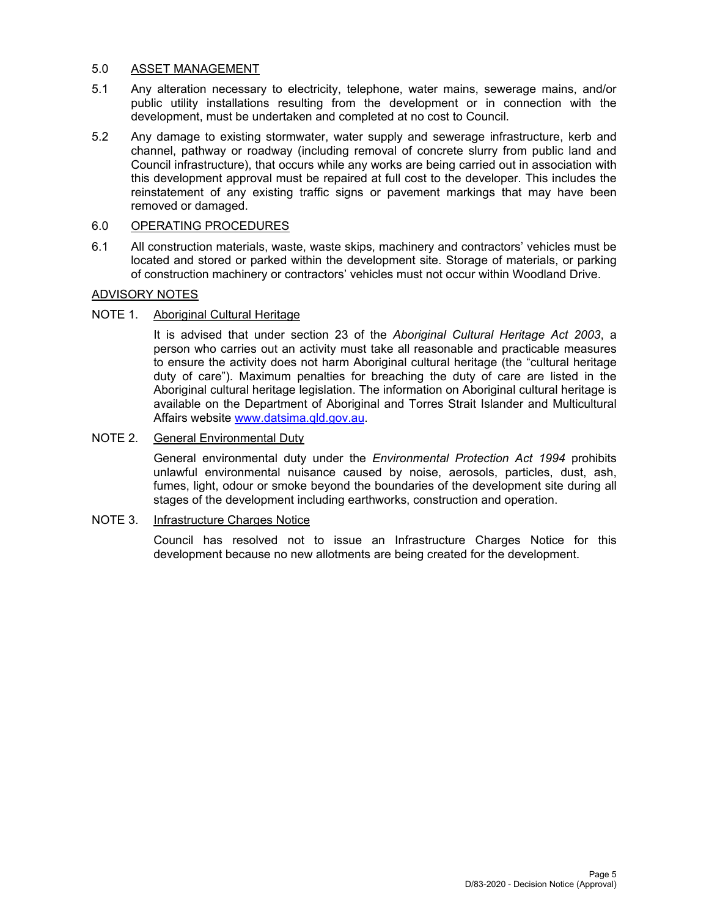## 5.0 ASSET MANAGEMENT

5.1 Any alteration necessary to electricity, telephone, water mains, sewerage mains, and/or public utility installations resulting from the development or in connection with the development, must be undertaken and completed at no cost to Council.

5.2 Any damage to existing stormwater, water supply and sewerage infrastructure, kerb and channel, pathway or roadway (including removal of concrete slurry from public land and Council infrastructure), that occurs while any works are being carried out in association with this development approval must be repaired at full cost to the developer. This includes the reinstatement of any existing traffic signs or pavement markings that may have been removed or damaged.

## 6.0 OPERATING PROCEDURES

6.1 All construction materials, waste, waste skips, machinery and contractors' vehicles must be located and stored or parked within the development site. Storage of materials, or parking of construction machinery or contractors' vehicles must not occur within Woodland Drive.

## ADVISORY NOTES

### NOTE 1. Aboriginal Cultural Heritage

It is advised that under section 23 of the *Aboriginal Cultural Heritage Act 2003*, a person who carries out an activity must take all reasonable and practicable measures to ensure the activity does not harm Aboriginal cultural heritage (the "cultural heritage duty of care"). Maximum penalties for breaching the duty of care are listed in the Aboriginal cultural heritage legislation. The information on Aboriginal cultural heritage is available on the Department of Aboriginal and Torres Strait Islander and Multicultural Affairs website www.datsima.qld.gov.au.

### NOTE 2. General Environmental Duty

General environmental duty under the *Environmental Protection Act 1994* prohibits unlawful environmental nuisance caused by noise, aerosols, particles, dust, ash, fumes, light, odour or smoke beyond the boundaries of the development site during all stages of the development including earthworks, construction and operation.

### NOTE 3. Infrastructure Charges Notice

Council has resolved not to issue an Infrastructure Charges Notice for this development because no new allotments are being created for the development.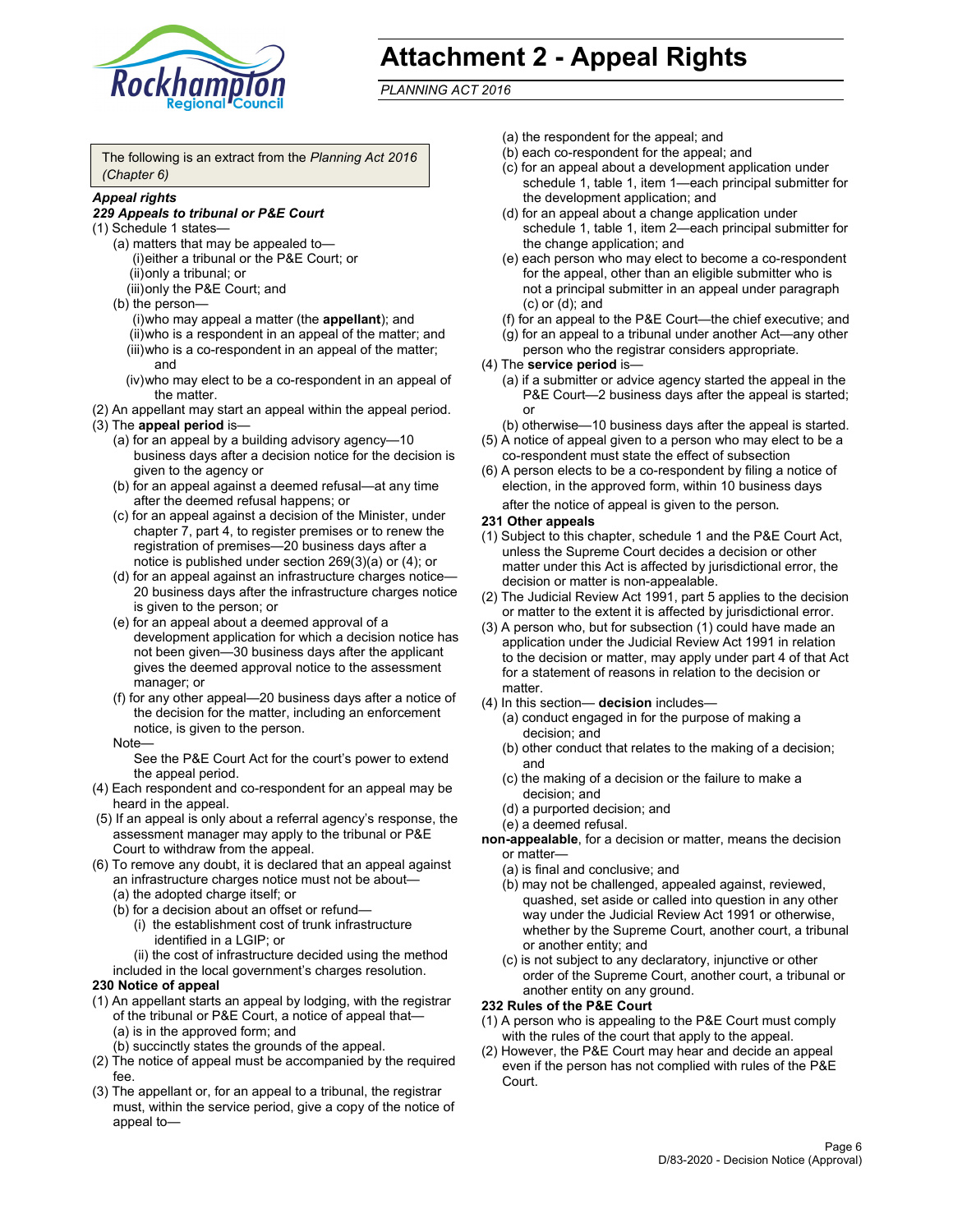# Attachment 2 - Appeal Rights

*PLANNING ACT 2016*

The following is an extract from the *Planning Act 2016 (Chapter 6)*

***Appeal rights***

***229 Appeals to tribunal or P&E Court***

(1) Schedule 1 states—

(a) matters that may be appealed to—

(i) either a tribunal or the P&E Court; or

(ii) only a tribunal; or

(iii) only the P&E Court; and

(b) the person—

(i) who may appeal a matter (the **appellant**); and

(ii) who is a respondent in an appeal of the matter; and

(iii) who is a co-respondent in an appeal of the matter; and

(iv) who may elect to be a co-respondent in an appeal of the matter.

(2) An appellant may start an appeal within the appeal period.

(3) The **appeal period** is—

(a) for an appeal by a building advisory agency—10 business days after a decision notice for the decision is given to the agency or

(b) for an appeal against a deemed refusal—at any time after the deemed refusal happens; or

(c) for an appeal against a decision of the Minister, under chapter 7, part 4, to register premises or to renew the registration of premises—20 business days after a notice is published under section 269(3)(a) or (4); or

(d) for an appeal against an infrastructure charges notice—20 business days after the infrastructure charges notice is given to the person; or

(e) for an appeal about a deemed approval of a development application for which a decision notice has not been given—30 business days after the applicant gives the deemed approval notice to the assessment manager; or

(f) for any other appeal—20 business days after a notice of the decision for the matter, including an enforcement notice, is given to the person.

Note—

See the P&E Court Act for the court's power to extend the appeal period.

(4) Each respondent and co-respondent for an appeal may be heard in the appeal.

(5) If an appeal is only about a referral agency's response, the assessment manager may apply to the tribunal or P&E Court to withdraw from the appeal.

(6) To remove any doubt, it is declared that an appeal against an infrastructure charges notice must not be about—

(a) the adopted charge itself; or

(b) for a decision about an offset or refund—

(i) the establishment cost of trunk infrastructure identified in a LGIP; or

(ii) the cost of infrastructure decided using the method included in the local government's charges resolution.

**230 Notice of appeal**

(1) An appellant starts an appeal by lodging, with the registrar of the tribunal or P&E Court, a notice of appeal that—

(a) is in the approved form; and

(b) succinctly states the grounds of the appeal.

(2) The notice of appeal must be accompanied by the required fee.

(3) The appellant or, for an appeal to a tribunal, the registrar must, within the service period, give a copy of the notice of appeal to—

(a) the respondent for the appeal; and

(b) each co-respondent for the appeal; and

(c) for an appeal about a development application under schedule 1, table 1, item 1—each principal submitter for the development application; and

(d) for an appeal about a change application under schedule 1, table 1, item 2—each principal submitter for the change application; and

(e) each person who may elect to become a co-respondent for the appeal, other than an eligible submitter who is not a principal submitter in an appeal under paragraph (c) or (d); and

(f) for an appeal to the P&E Court—the chief executive; and

(g) for an appeal to a tribunal under another Act—any other person who the registrar considers appropriate.

(4) The **service period** is—

(a) if a submitter or advice agency started the appeal in the P&E Court—2 business days after the appeal is started; or

(b) otherwise—10 business days after the appeal is started.

(5) A notice of appeal given to a person who may elect to be a co-respondent must state the effect of subsection

(6) A person elects to be a co-respondent by filing a notice of election, in the approved form, within 10 business days after the notice of appeal is given to the person.

**231 Other appeals**

(1) Subject to this chapter, schedule 1 and the P&E Court Act, unless the Supreme Court decides a decision or other matter under this Act is affected by jurisdictional error, the decision or matter is non-appealable.

(2) The Judicial Review Act 1991, part 5 applies to the decision or matter to the extent it is affected by jurisdictional error.

(3) A person who, but for subsection (1) could have made an application under the Judicial Review Act 1991 in relation to the decision or matter, may apply under part 4 of that Act for a statement of reasons in relation to the decision or matter.

(4) In this section— **decision** includes—

(a) conduct engaged in for the purpose of making a decision; and

(b) other conduct that relates to the making of a decision; and

(c) the making of a decision or the failure to make a decision; and

(d) a purported decision; and

(e) a deemed refusal.

**non-appealable**, for a decision or matter, means the decision or matter—

(a) is final and conclusive; and

(b) may not be challenged, appealed against, reviewed, quashed, set aside or called into question in any other way under the Judicial Review Act 1991 or otherwise, whether by the Supreme Court, another court, a tribunal or another entity; and

(c) is not subject to any declaratory, injunctive or other order of the Supreme Court, another court, a tribunal or another entity on any ground.

**232 Rules of the P&E Court**

(1) A person who is appealing to the P&E Court must comply with the rules of the court that apply to the appeal.

(2) However, the P&E Court may hear and decide an appeal even if the person has not complied with rules of the P&E Court.

D/83-2020 - Decision Notice (Approval)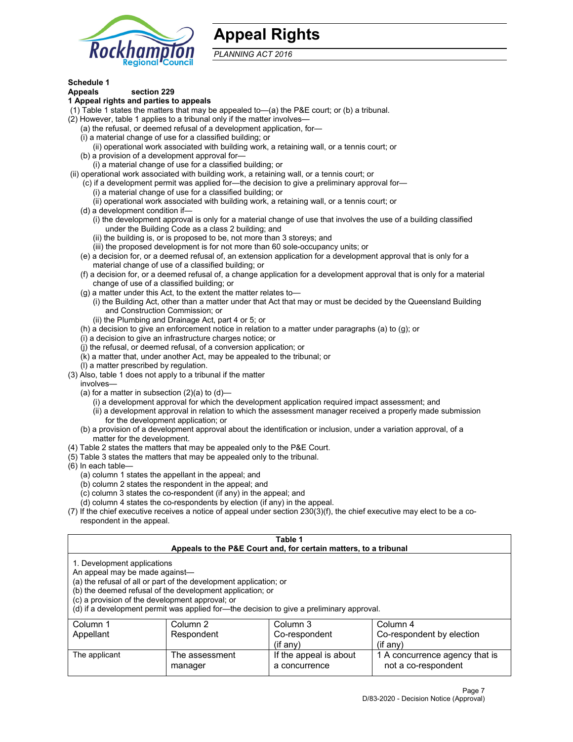# Appeal Rights

*PLANNING ACT 2016*

**Schedule 1**
**Appeals section 229**
**1 Appeal rights and parties to appeals**

(1) Table 1 states the matters that may be appealed to—(a) the P&E court; or (b) a tribunal.
(2) However, table 1 applies to a tribunal only if the matter involves—
(a) the refusal, or deemed refusal of a development application, for—
(i) a material change of use for a classified building; or
(ii) operational work associated with building work, a retaining wall, or a tennis court; or
(b) a provision of a development approval for—
(i) a material change of use for a classified building; or
(ii) operational work associated with building work, a retaining wall, or a tennis court; or
(c) if a development permit was applied for—the decision to give a preliminary approval for—
(i) a material change of use for a classified building; or
(ii) operational work associated with building work, a retaining wall, or a tennis court; or
(d) a development condition if—
(i) the development approval is only for a material change of use that involves the use of a building classified under the Building Code as a class 2 building; and
(ii) the building is, or is proposed to be, not more than 3 storeys; and
(iii) the proposed development is for not more than 60 sole-occupancy units; or
(e) a decision for, or a deemed refusal of, an extension application for a development approval that is only for a material change of use of a classified building; or
(f) a decision for, or a deemed refusal of, a change application for a development approval that is only for a material change of use of a classified building; or
(g) a matter under this Act, to the extent the matter relates to—
(i) the Building Act, other than a matter under that Act that may or must be decided by the Queensland Building and Construction Commission; or
(ii) the Plumbing and Drainage Act, part 4 or 5; or
(h) a decision to give an enforcement notice in relation to a matter under paragraphs (a) to (g); or
(i) a decision to give an infrastructure charges notice; or
(j) the refusal, or deemed refusal, of a conversion application; or
(k) a matter that, under another Act, may be appealed to the tribunal; or
(l) a matter prescribed by regulation.
(3) Also, table 1 does not apply to a tribunal if the matter involves—
(a) for a matter in subsection (2)(a) to (d)—
(i) a development approval for which the development application required impact assessment; and
(ii) a development approval in relation to which the assessment manager received a properly made submission for the development application; or
(b) a provision of a development approval about the identification or inclusion, under a variation approval, of a matter for the development.
(4) Table 2 states the matters that may be appealed only to the P&E Court.
(5) Table 3 states the matters that may be appealed only to the tribunal.
(6) In each table—
(a) column 1 states the appellant in the appeal; and
(b) column 2 states the respondent in the appeal; and
(c) column 3 states the co-respondent (if any) in the appeal; and
(d) column 4 states the co-respondents by election (if any) in the appeal.
(7) If the chief executive receives a notice of appeal under section 230(3)(f), the chief executive may elect to be a co-respondent in the appeal.

**Table 1**
**Appeals to the P&E Court and, for certain matters, to a tribunal**

1. Development applications
An appeal may be made against—
(a) the refusal of all or part of the development application; or
(b) the deemed refusal of the development application; or
(c) a provision of the development approval; or
(d) if a development permit was applied for—the decision to give a preliminary approval.

| Column 1<br>Appellant | Column 2<br>Respondent | Column 3<br>Co-respondent<br>(if any) | Column 4<br>Co-respondent by election<br>(if any) |
|---|---|---|---|
| The applicant | The assessment manager | If the appeal is about a concurrence | 1 A concurrence agency that is not a co-respondent |

D/83-2020 - Decision Notice (Approval)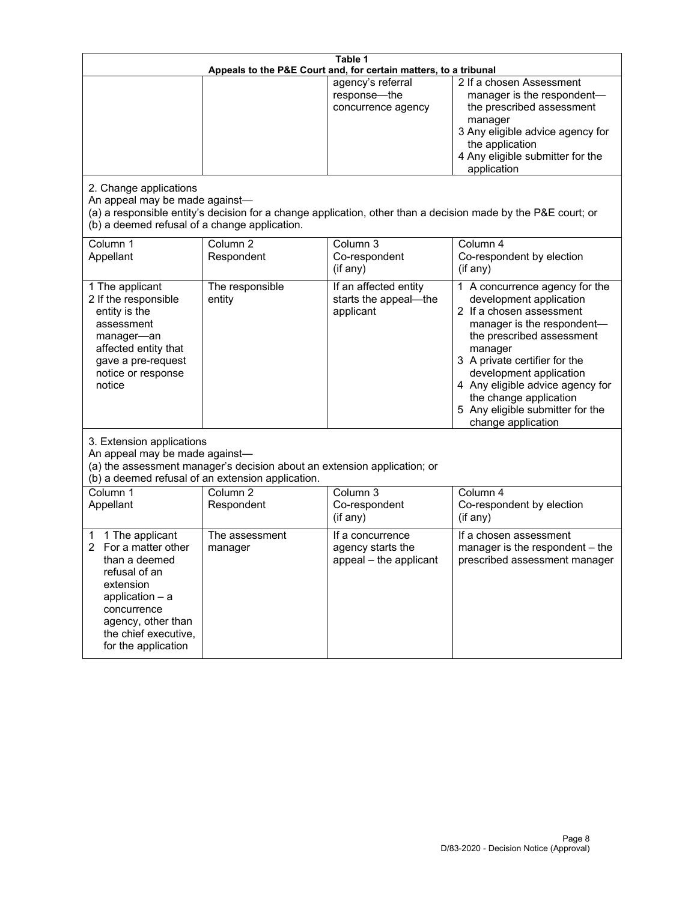**Table 1**
**Appeals to the P&E Court and, for certain matters, to a tribunal**

| | | | |
|---|---|---|---|
| | | agency's referral response—the concurrence agency | 2 If a chosen Assessment manager is the respondent—the prescribed assessment manager<br>3 Any eligible advice agency for the application<br>4 Any eligible submitter for the application |

2. Change applications

An appeal may be made against—

(a) a responsible entity's decision for a change application, other than a decision made by the P&E court; or

(b) a deemed refusal of a change application.

| Column 1<br>Appellant | Column 2<br>Respondent | Column 3<br>Co-respondent<br>(if any) | Column 4<br>Co-respondent by election<br>(if any) |
|---|---|---|---|
| 1 The applicant<br>2 If the responsible entity is the assessment manager—an affected entity that gave a pre-request notice or response notice | The responsible entity | If an affected entity starts the appeal—the applicant | 1 A concurrence agency for the development application<br>2 If a chosen assessment manager is the respondent—the prescribed assessment manager<br>3 A private certifier for the development application<br>4 Any eligible advice agency for the change application<br>5 Any eligible submitter for the change application |

3. Extension applications

An appeal may be made against—

(a) the assessment manager's decision about an extension application; or

(b) a deemed refusal of an extension application.

| Column 1<br>Appellant | Column 2<br>Respondent | Column 3<br>Co-respondent<br>(if any) | Column 4<br>Co-respondent by election<br>(if any) |
|---|---|---|---|
| 1 1 The applicant<br>2 For a matter other than a deemed refusal of an extension application – a concurrence agency, other than the chief executive, for the application | The assessment manager | If a concurrence agency starts the appeal – the applicant | If a chosen assessment manager is the respondent – the prescribed assessment manager |

D/83-2020 - Decision Notice (Approval)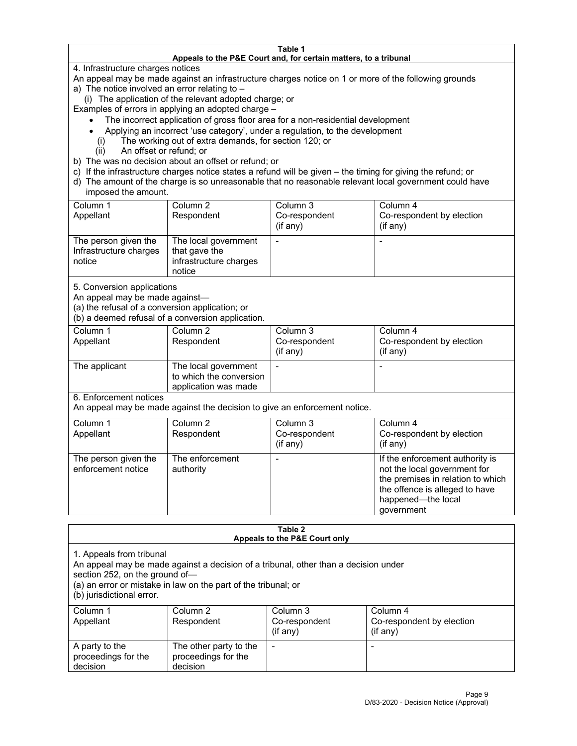**Table 1**
**Appeals to the P&E Court and, for certain matters, to a tribunal**

4. Infrastructure charges notices

An appeal may be made against an infrastructure charges notice on 1 or more of the following grounds

a) The notice involved an error relating to –
   (i) The application of the relevant adopted charge; or

Examples of errors in applying an adopted charge –

- The incorrect application of gross floor area for a non-residential development
- Applying an incorrect 'use category', under a regulation, to the development
   (i) The working out of extra demands, for section 120; or
   (ii) An offset or refund; or

b) The was no decision about an offset or refund; or
c) If the infrastructure charges notice states a refund will be given – the timing for giving the refund; or
d) The amount of the charge is so unreasonable that no reasonable relevant local government could have imposed the amount.

| Column 1 Appellant | Column 2 Respondent | Column 3 Co-respondent (if any) | Column 4 Co-respondent by election (if any) |
|---|---|---|---|
| The person given the Infrastructure charges notice | The local government that gave the infrastructure charges notice | - | - |

5. Conversion applications

An appeal may be made against—
(a) the refusal of a conversion application; or
(b) a deemed refusal of a conversion application.

| Column 1 Appellant | Column 2 Respondent | Column 3 Co-respondent (if any) | Column 4 Co-respondent by election (if any) |
|---|---|---|---|
| The applicant | The local government to which the conversion application was made | - | - |

6. Enforcement notices

An appeal may be made against the decision to give an enforcement notice.

| Column 1 Appellant | Column 2 Respondent | Column 3 Co-respondent (if any) | Column 4 Co-respondent by election (if any) |
|---|---|---|---|
| The person given the enforcement notice | The enforcement authority | - | If the enforcement authority is not the local government for the premises in relation to which the offence is alleged to have happened—the local government |

**Table 2**
**Appeals to the P&E Court only**

1. Appeals from tribunal

An appeal may be made against a decision of a tribunal, other than a decision under section 252, on the ground of—
(a) an error or mistake in law on the part of the tribunal; or
(b) jurisdictional error.

| Column 1 Appellant | Column 2 Respondent | Column 3 Co-respondent (if any) | Column 4 Co-respondent by election (if any) |
|---|---|---|---|
| A party to the proceedings for the decision | The other party to the proceedings for the decision | - | - |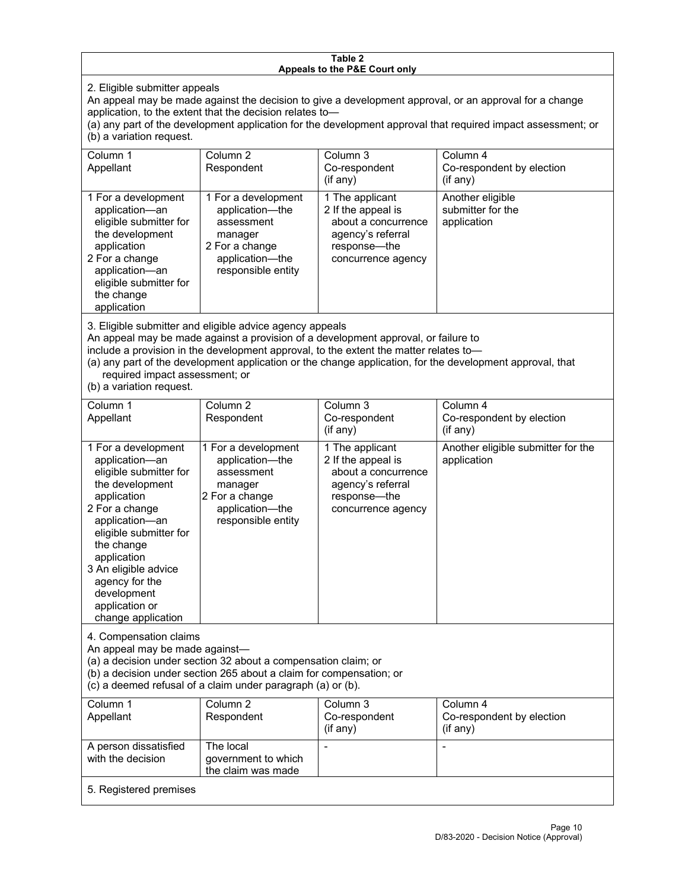**Table 2**
**Appeals to the P&E Court only**

2. Eligible submitter appeals

An appeal may be made against the decision to give a development approval, or an approval for a change application, to the extent that the decision relates to—

(a) any part of the development application for the development approval that required impact assessment; or

(b) a variation request.

| Column 1<br>Appellant | Column 2<br>Respondent | Column 3<br>Co-respondent<br>(if any) | Column 4<br>Co-respondent by election<br>(if any) |
|---|---|---|---|
| 1 For a development application—an eligible submitter for the development application<br>2 For a change application—an eligible submitter for the change application | 1 For a development application—the assessment manager<br>2 For a change application—the responsible entity | 1 The applicant<br>2 If the appeal is about a concurrence agency's referral response—the concurrence agency | Another eligible submitter for the application |

3. Eligible submitter and eligible advice agency appeals

An appeal may be made against a provision of a development approval, or failure to include a provision in the development approval, to the extent the matter relates to—

(a) any part of the development application or the change application, for the development approval, that required impact assessment; or

(b) a variation request.

| Column 1<br>Appellant | Column 2<br>Respondent | Column 3<br>Co-respondent<br>(if any) | Column 4<br>Co-respondent by election<br>(if any) |
|---|---|---|---|
| 1 For a development application—an eligible submitter for the development application<br>2 For a change application—an eligible submitter for the change application<br>3 An eligible advice agency for the development application or change application | 1 For a development application—the assessment manager<br>2 For a change application—the responsible entity | 1 The applicant<br>2 If the appeal is about a concurrence agency's referral response—the concurrence agency | Another eligible submitter for the application |

4. Compensation claims

An appeal may be made against—

(a) a decision under section 32 about a compensation claim; or

(b) a decision under section 265 about a claim for compensation; or

(c) a deemed refusal of a claim under paragraph (a) or (b).

| Column 1<br>Appellant | Column 2<br>Respondent | Column 3<br>Co-respondent<br>(if any) | Column 4<br>Co-respondent by election<br>(if any) |
|---|---|---|---|
| A person dissatisfied with the decision | The local government to which the claim was made | - | - |

5. Registered premises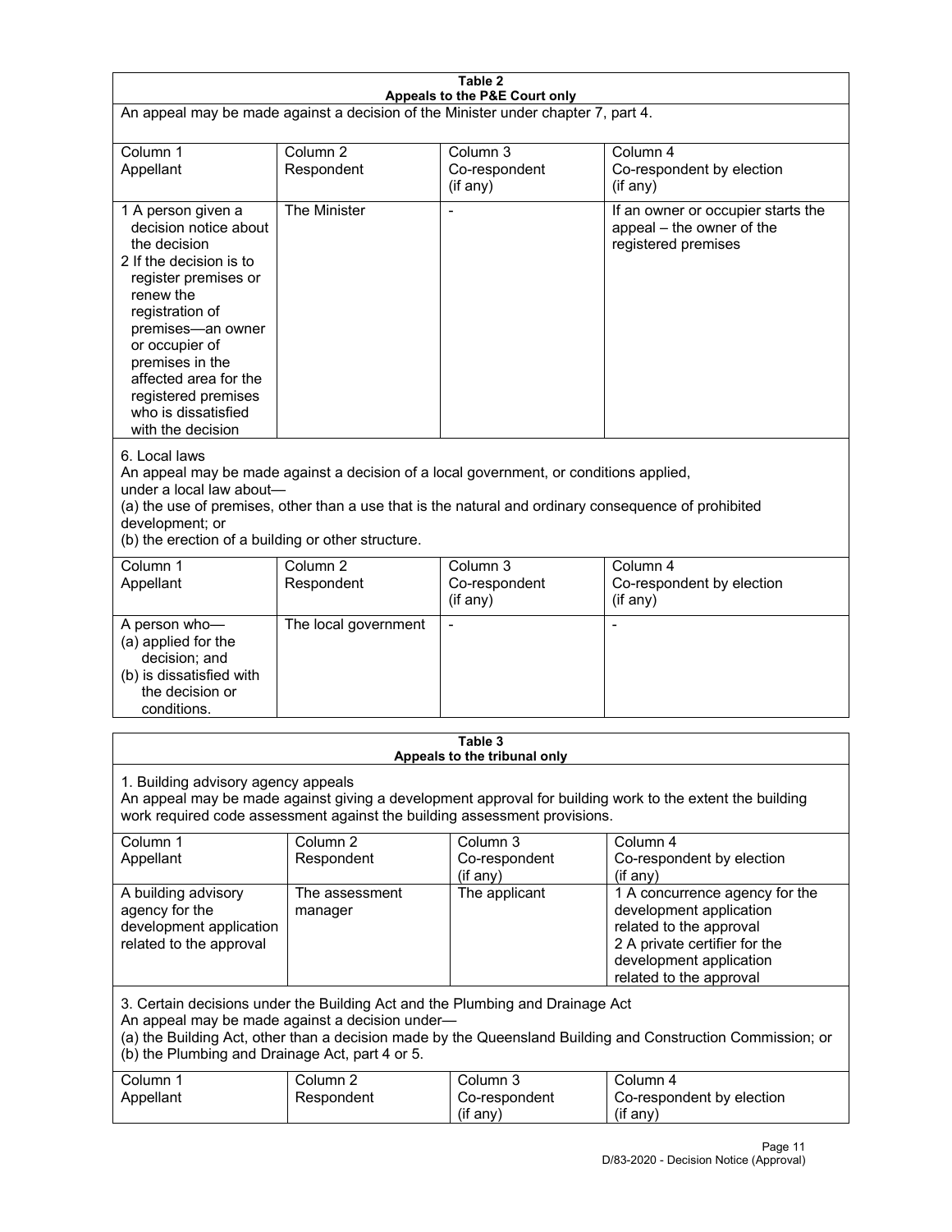**Table 2**
**Appeals to the P&E Court only**

An appeal may be made against a decision of the Minister under chapter 7, part 4.

| Column 1<br>Appellant | Column 2<br>Respondent | Column 3<br>Co-respondent<br>(if any) | Column 4<br>Co-respondent by election<br>(if any) |
|---|---|---|---|
| 1 A person given a decision notice about the decision<br>2 If the decision is to register premises or renew the registration of premises—an owner or occupier of premises in the affected area for the registered premises who is dissatisfied with the decision | The Minister | - | If an owner or occupier starts the appeal – the owner of the registered premises |

6. Local laws

An appeal may be made against a decision of a local government, or conditions applied, under a local law about—

(a) the use of premises, other than a use that is the natural and ordinary consequence of prohibited development; or

(b) the erection of a building or other structure.

| Column 1<br>Appellant | Column 2<br>Respondent | Column 3<br>Co-respondent<br>(if any) | Column 4<br>Co-respondent by election<br>(if any) |
|---|---|---|---|
| A person who—<br>(a) applied for the decision; and<br>(b) is dissatisfied with the decision or conditions. | The local government | - | - |

**Table 3**
**Appeals to the tribunal only**

1. Building advisory agency appeals

An appeal may be made against giving a development approval for building work to the extent the building work required code assessment against the building assessment provisions.

| Column 1<br>Appellant | Column 2<br>Respondent | Column 3<br>Co-respondent<br>(if any) | Column 4<br>Co-respondent by election<br>(if any) |
|---|---|---|---|
| A building advisory agency for the development application related to the approval | The assessment manager | The applicant | 1 A concurrence agency for the development application related to the approval<br>2 A private certifier for the development application related to the approval |

3. Certain decisions under the Building Act and the Plumbing and Drainage Act

An appeal may be made against a decision under—

(a) the Building Act, other than a decision made by the Queensland Building and Construction Commission; or

(b) the Plumbing and Drainage Act, part 4 or 5.

| Column 1<br>Appellant | Column 2<br>Respondent | Column 3<br>Co-respondent<br>(if any) | Column 4<br>Co-respondent by election<br>(if any) |
|---|---|---|---|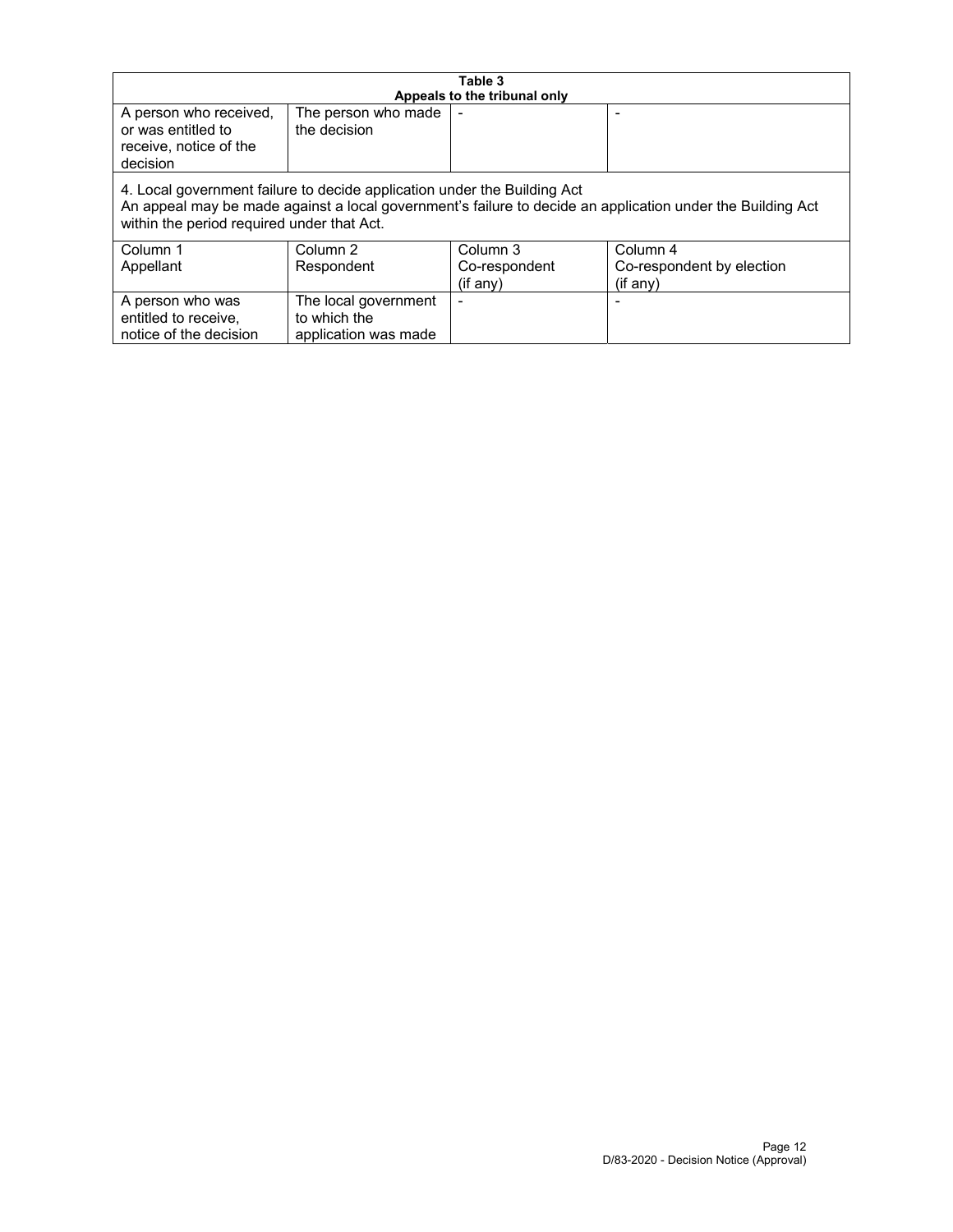**Table 3**
**Appeals to the tribunal only**

| | | | |
|---|---|---|---|
| A person who received, or was entitled to receive, notice of the decision | The person who made the decision | - | - |

4. Local government failure to decide application under the Building Act
An appeal may be made against a local government's failure to decide an application under the Building Act within the period required under that Act.

| Column 1<br>Appellant | Column 2<br>Respondent | Column 3<br>Co-respondent (if any) | Column 4<br>Co-respondent by election (if any) |
|---|---|---|---|
| A person who was entitled to receive, notice of the decision | The local government to which the application was made | - | - |